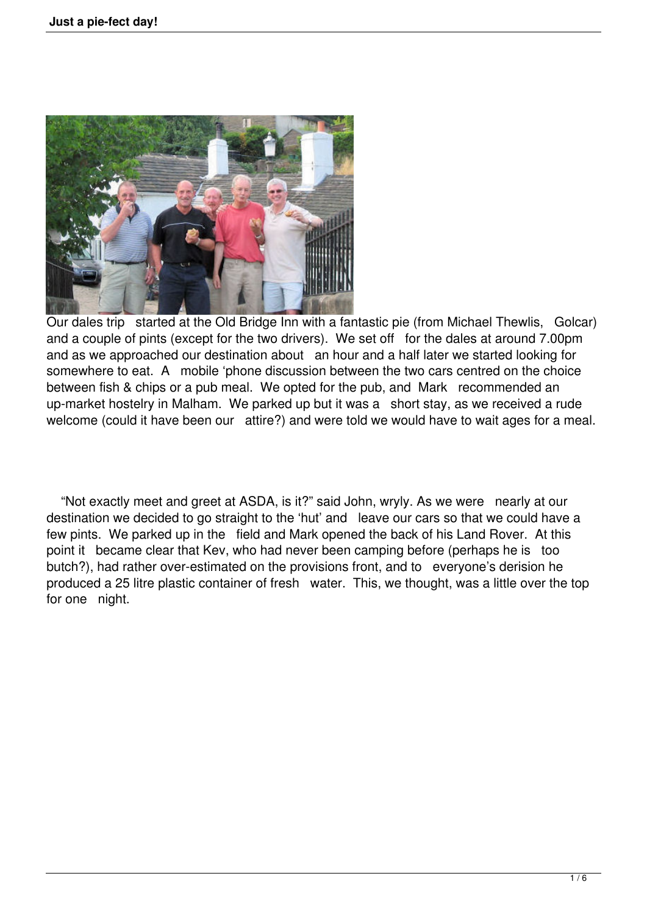Our dales trip started at the Old Bridge Inn with a fantastic pie (from Michael Thewlis, Golcar) and a couple of pints (except for the two drivers). We set off for the dales at around 7.00pm and as we approached our destination about an hour and a half later we started looking for somewhere to eat. A mobile 'phone discussion between the two cars centred on the choice between fish & chips or a pub meal. We opted for the pub, and Mark recommended an up-market hostelry in Malham. We parked up but it was a short stay, as we received a rude welcome (could it have been our attire?) and were told we would have to wait ages for a meal.

"Not exactly meet and greet at ASDA, is it?" said John, wryly. As we were nearly at our destination we decided to go straight to the 'hut' and leave our cars so that we could have a few pints. We parked up in the field and Mark opened the back of his Land Rover. At this point it became clear that Kev, who had never been camping before (perhaps he is too butch?), had rather over-estimated on the provisions front, and to everyone's derision he produced a 25 litre plastic container of fresh water. This, we thought, was a little over the top for one night.